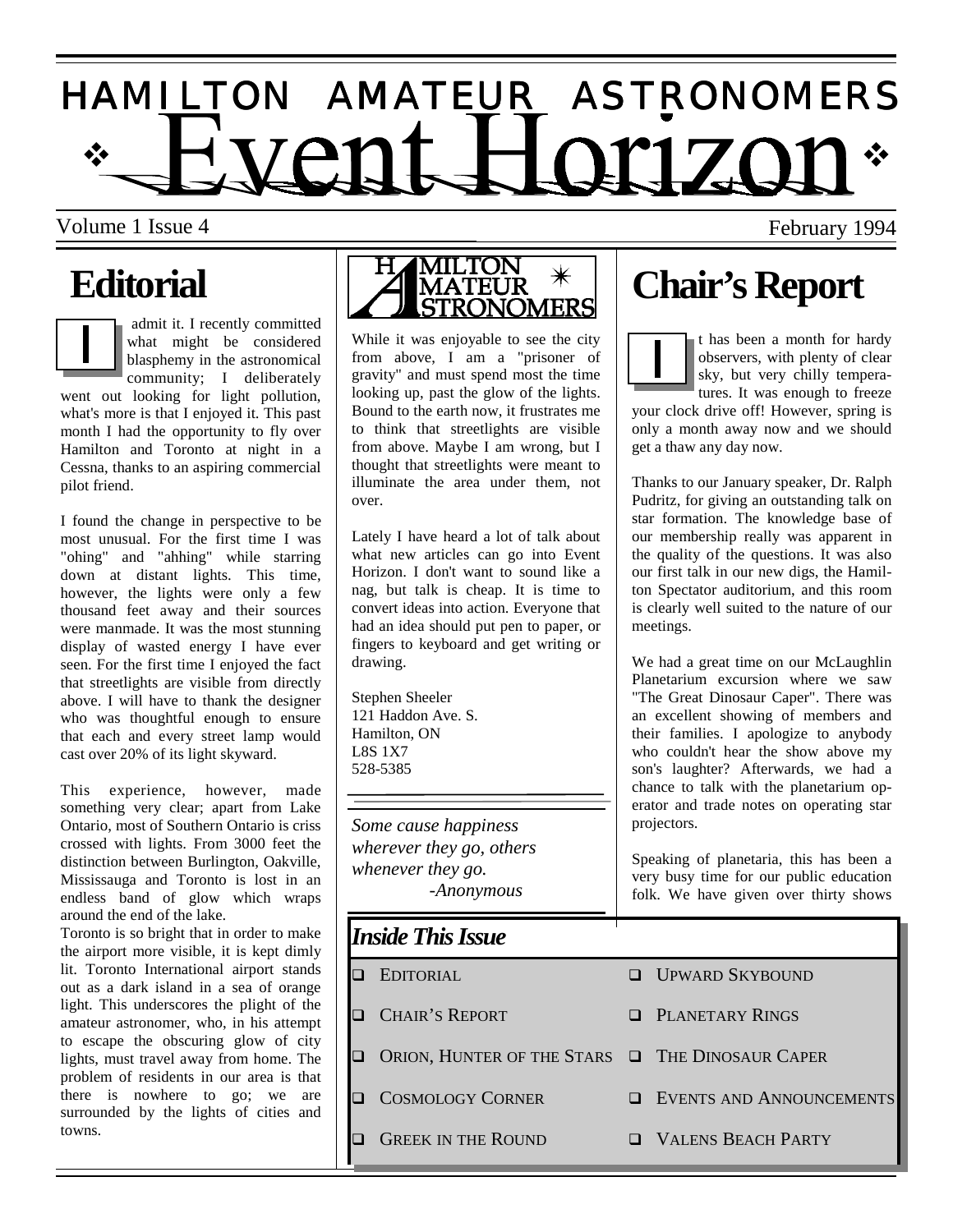# HAMILTON AMATEUR ASTRONOMERS

# Event Horizon

Volume 1 Issue 4 — February 1994

## Editorial

I admit it. I recently committed what might be considered blasphemy in the astronomical community; I deliberately went out looking for light pollution, what's more is that I enjoyed it. This past month I had the opportunity to fly over Hamilton and Toronto at night in a Cessna, thanks to an aspiring commercial pilot friend.

I found the change in perspective to be most unusual. For the first time I was "ohing" and "ahhing" while starring down at distant lights. This time, however, the lights were only a few thousand feet away and their sources were manmade. It was the most stunning display of wasted energy I have ever seen. For the first time I enjoyed the fact that streetlights are visible from directly above. I will have to thank the designer who was thoughtful enough to ensure that each and every street lamp would cast over 20% of its light skyward.

This experience, however, made something very clear; apart from Lake Ontario, most of Southern Ontario is criss crossed with lights. From 3000 feet the distinction between Burlington, Oakville, Mississauga and Toronto is lost in an endless band of glow which wraps around the end of the lake.

Toronto is so bright that in order to make the airport more visible, it is kept dimly lit. Toronto International airport stands out as a dark island in a sea of orange light. This underscores the plight of the amateur astronomer, who, in his attempt to escape the obscuring glow of city lights, must travel away from home. The problem of residents in our area is that there is nowhere to go; we are surrounded by the lights of cities and towns.

While it was enjoyable to see the city from above, I am a "prisoner of gravity" and must spend most the time looking up, past the glow of the lights. Bound to the earth now, it frustrates me to think that streetlights are visible from above. Maybe I am wrong, but I thought that streetlights were meant to illuminate the area under them, not over.

Lately I have heard a lot of talk about what new articles can go into Event Horizon. I don't want to sound like a nag, but talk is cheap. It is time to convert ideas into action. Everyone that had an idea should put pen to paper, or fingers to keyboard and get writing or drawing.

Stephen Sheeler
121 Haddon Ave. S.
Hamilton, ON
L8S 1X7
528-5385

*Some cause happiness wherever they go, others whenever they go.*
*-Anonymous*

## Chair's Report

It has been a month for hardy observers, with plenty of clear sky, but very chilly temperatures. It was enough to freeze your clock drive off! However, spring is only a month away now and we should get a thaw any day now.

Thanks to our January speaker, Dr. Ralph Pudritz, for giving an outstanding talk on star formation. The knowledge base of our membership really was apparent in the quality of the questions. It was also our first talk in our new digs, the Hamilton Spectator auditorium, and this room is clearly well suited to the nature of our meetings.

We had a great time on our McLaughlin Planetarium excursion where we saw "The Great Dinosaur Caper". There was an excellent showing of members and their families. I apologize to anybody who couldn't hear the show above my son's laughter? Afterwards, we had a chance to talk with the planetarium operator and trade notes on operating star projectors.

Speaking of planetaria, this has been a very busy time for our public education folk. We have given over thirty shows

### Inside This Issue

- Editorial
- Chair's Report
- Orion, Hunter of the Stars
- Cosmology Corner
- Greek in the Round
- Upward Skybound
- Planetary Rings
- The Dinosaur Caper
- Events and Announcements
- Valens Beach Party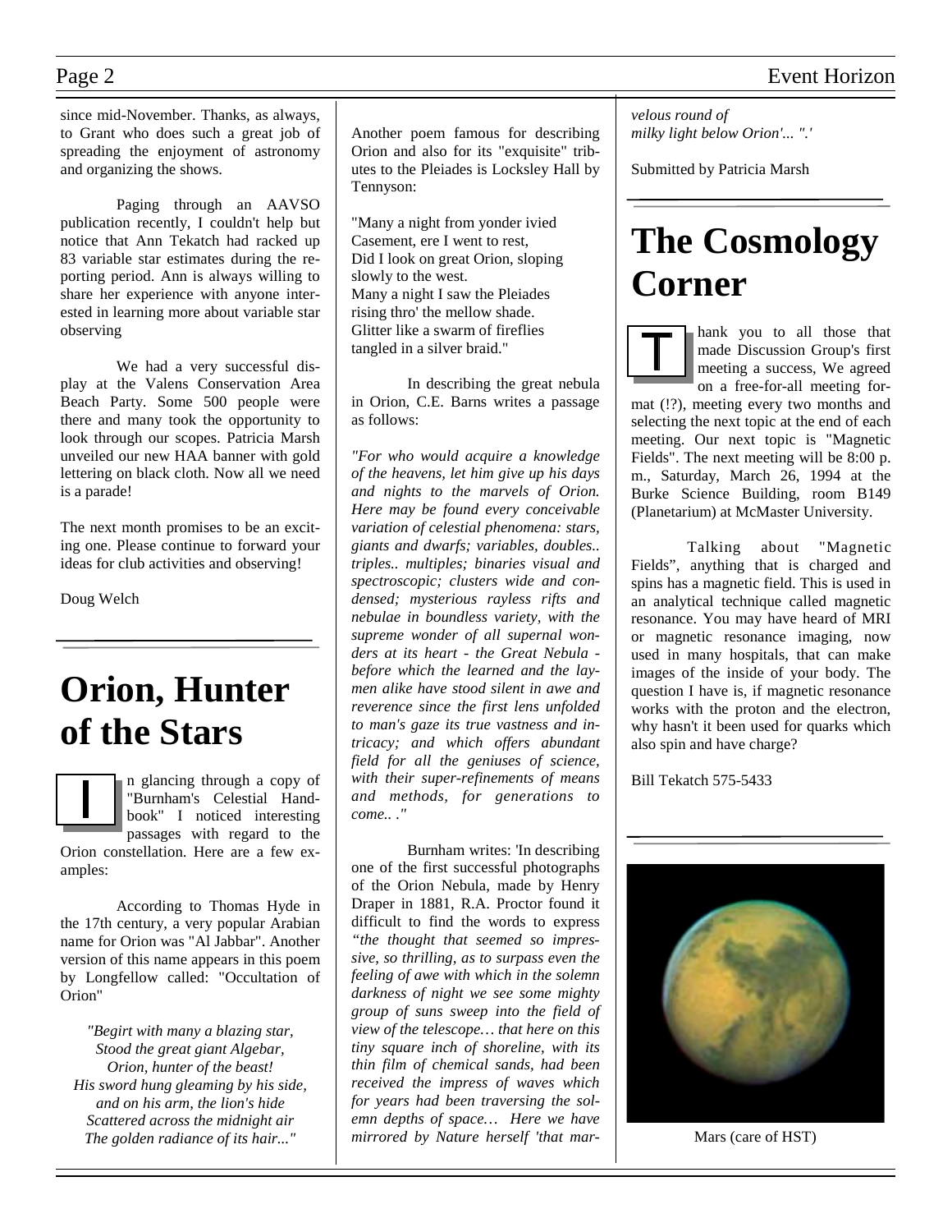since mid-November. Thanks, as always, to Grant who does such a great job of spreading the enjoyment of astronomy and organizing the shows.

Paging through an AAVSO publication recently, I couldn't help but notice that Ann Tekatch had racked up 83 variable star estimates during the reporting period. Ann is always willing to share her experience with anyone interested in learning more about variable star observing

We had a very successful display at the Valens Conservation Area Beach Party. Some 500 people were there and many took the opportunity to look through our scopes. Patricia Marsh unveiled our new HAA banner with gold lettering on black cloth. Now all we need is a parade!

The next month promises to be an exciting one. Please continue to forward your ideas for club activities and observing!

Doug Welch

# Orion, Hunter of the Stars

In glancing through a copy of "Burnham's Celestial Handbook" I noticed interesting passages with regard to the Orion constellation. Here are a few examples:

According to Thomas Hyde in the 17th century, a very popular Arabian name for Orion was "Al Jabbar". Another version of this name appears in this poem by Longfellow called: "Occultation of Orion"

*"Begirt with many a blazing star,*
*Stood the great giant Algebar,*
*Orion, hunter of the beast!*
*His sword hung gleaming by his side,*
*and on his arm, the lion's hide*
*Scattered across the midnight air*
*The golden radiance of its hair..."*

Another poem famous for describing Orion and also for its "exquisite" tributes to the Pleiades is Locksley Hall by Tennyson:

"Many a night from yonder ivied
Casement, ere I went to rest,
Did I look on great Orion, sloping
slowly to the west.
Many a night I saw the Pleiades
rising thro' the mellow shade.
Glitter like a swarm of fireflies
tangled in a silver braid."

In describing the great nebula in Orion, C.E. Barns writes a passage as follows:

*"For who would acquire a knowledge of the heavens, let him give up his days and nights to the marvels of Orion. Here may be found every conceivable variation of celestial phenomena: stars, giants and dwarfs; variables, doubles.. triples.. multiples; binaries visual and spectroscopic; clusters wide and condensed; mysterious rayless rifts and nebulae in boundless variety, with the supreme wonder of all supernal wonders at its heart - the Great Nebula - before which the learned and the laymen alike have stood silent in awe and reverence since the first lens unfolded to man's gaze its true vastness and intricacy; and which offers abundant field for all the geniuses of science, with their super-refinements of means and methods, for generations to come.. ."*

Burnham writes: 'In describing one of the first successful photographs of the Orion Nebula, made by Henry Draper in 1881, R.A. Proctor found it difficult to find the words to express *"the thought that seemed so impressive, so thrilling, as to surpass even the feeling of awe with which in the solemn darkness of night we see some mighty group of suns sweep into the field of view of the telescope… that here on this tiny square inch of shoreline, with its thin film of chemical sands, had been received the impress of waves which for years had been traversing the solemn depths of space… Here we have mirrored by Nature herself 'that marvelous round of milky light below Orion'... ".'*

Submitted by Patricia Marsh

# The Cosmology Corner

Thank you to all those that made Discussion Group's first meeting a success, We agreed on a free-for-all meeting format (!?), meeting every two months and selecting the next topic at the end of each meeting. Our next topic is "Magnetic Fields". The next meeting will be 8:00 p. m., Saturday, March 26, 1994 at the Burke Science Building, room B149 (Planetarium) at McMaster University.

Talking about "Magnetic Fields", anything that is charged and spins has a magnetic field. This is used in an analytical technique called magnetic resonance. You may have heard of MRI or magnetic resonance imaging, now used in many hospitals, that can make images of the inside of your body. The question I have is, if magnetic resonance works with the proton and the electron, why hasn't it been used for quarks which also spin and have charge?

Bill Tekatch 575-5433

Mars (care of HST)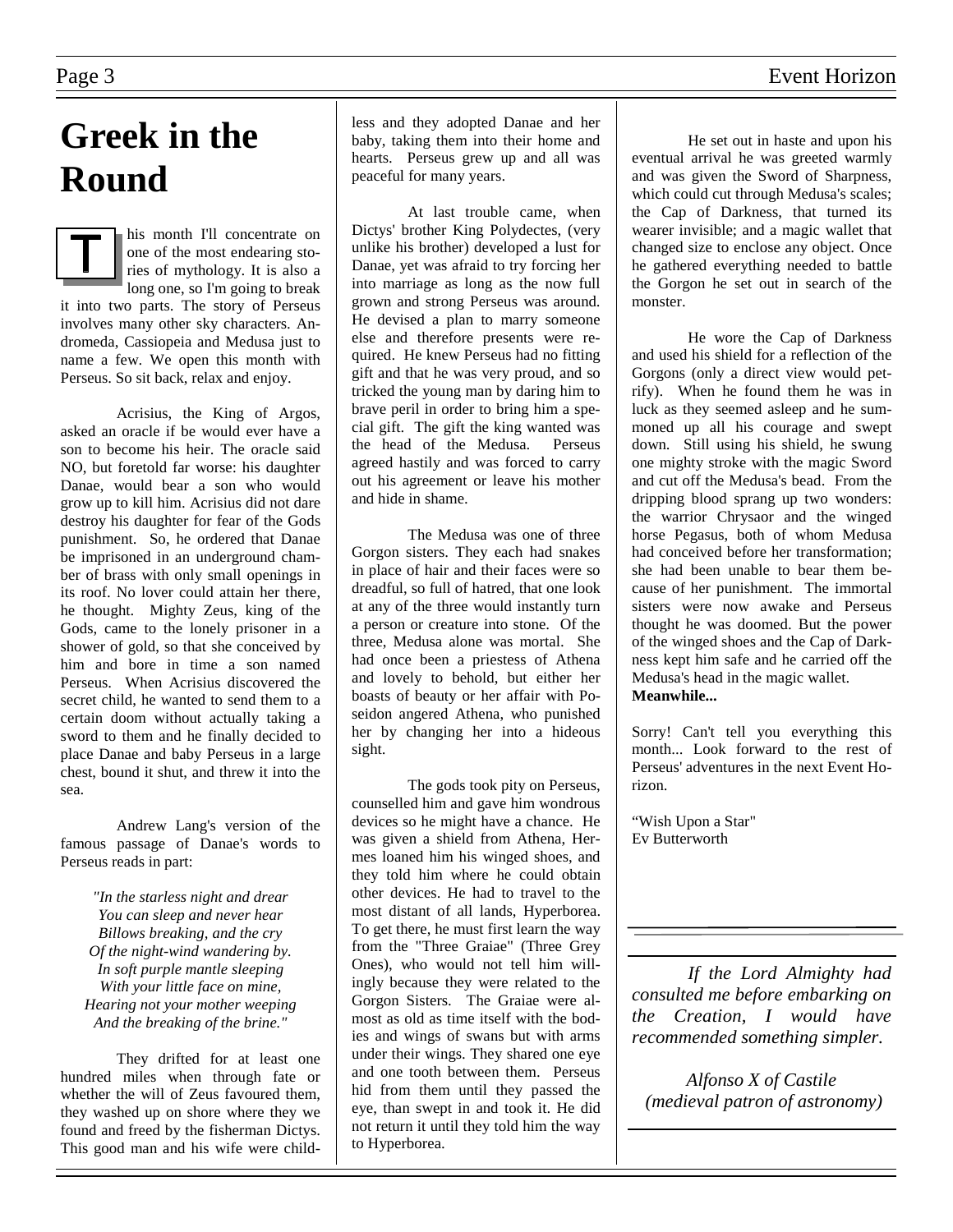# Greek in the Round

This month I'll concentrate on one of the most endearing stories of mythology. It is also a long one, so I'm going to break it into two parts. The story of Perseus involves many other sky characters. Andromeda, Cassiopeia and Medusa just to name a few. We open this month with Perseus. So sit back, relax and enjoy.

Acrisius, the King of Argos, asked an oracle if be would ever have a son to become his heir. The oracle said NO, but foretold far worse: his daughter Danae, would bear a son who would grow up to kill him. Acrisius did not dare destroy his daughter for fear of the Gods punishment. So, he ordered that Danae be imprisoned in an underground chamber of brass with only small openings in its roof. No lover could attain her there, he thought. Mighty Zeus, king of the Gods, came to the lonely prisoner in a shower of gold, so that she conceived by him and bore in time a son named Perseus. When Acrisius discovered the secret child, he wanted to send them to a certain doom without actually taking a sword to them and he finally decided to place Danae and baby Perseus in a large chest, bound it shut, and threw it into the sea.

Andrew Lang's version of the famous passage of Danae's words to Perseus reads in part:

*"In the starless night and drear*
*You can sleep and never hear*
*Billows breaking, and the cry*
*Of the night-wind wandering by.*
*In soft purple mantle sleeping*
*With your little face on mine,*
*Hearing not your mother weeping*
*And the breaking of the brine."*

They drifted for at least one hundred miles when through fate or whether the will of Zeus favoured them, they washed up on shore where they we found and freed by the fisherman Dictys. This good man and his wife were childless and they adopted Danae and her baby, taking them into their home and hearts. Perseus grew up and all was peaceful for many years.

At last trouble came, when Dictys' brother King Polydectes, (very unlike his brother) developed a lust for Danae, yet was afraid to try forcing her into marriage as long as the now full grown and strong Perseus was around. He devised a plan to marry someone else and therefore presents were required. He knew Perseus had no fitting gift and that he was very proud, and so tricked the young man by daring him to brave peril in order to bring him a special gift. The gift the king wanted was the head of the Medusa. Perseus agreed hastily and was forced to carry out his agreement or leave his mother and hide in shame.

The Medusa was one of three Gorgon sisters. They each had snakes in place of hair and their faces were so dreadful, so full of hatred, that one look at any of the three would instantly turn a person or creature into stone. Of the three, Medusa alone was mortal. She had once been a priestess of Athena and lovely to behold, but either her boasts of beauty or her affair with Poseidon angered Athena, who punished her by changing her into a hideous sight.

The gods took pity on Perseus, counselled him and gave him wondrous devices so he might have a chance. He was given a shield from Athena, Hermes loaned him his winged shoes, and they told him where he could obtain other devices. He had to travel to the most distant of all lands, Hyperborea. To get there, he must first learn the way from the "Three Graiae" (Three Grey Ones), who would not tell him willingly because they were related to the Gorgon Sisters. The Graiae were almost as old as time itself with the bodies and wings of swans but with arms under their wings. They shared one eye and one tooth between them. Perseus hid from them until they passed the eye, than swept in and took it. He did not return it until they told him the way to Hyperborea.

He set out in haste and upon his eventual arrival he was greeted warmly and was given the Sword of Sharpness, which could cut through Medusa's scales; the Cap of Darkness, that turned its wearer invisible; and a magic wallet that changed size to enclose any object. Once he gathered everything needed to battle the Gorgon he set out in search of the monster.

He wore the Cap of Darkness and used his shield for a reflection of the Gorgons (only a direct view would petrify). When he found them he was in luck as they seemed asleep and he summoned up all his courage and swept down. Still using his shield, he swung one mighty stroke with the magic Sword and cut off the Medusa's bead. From the dripping blood sprang up two wonders: the warrior Chrysaor and the winged horse Pegasus, both of whom Medusa had conceived before her transformation; she had been unable to bear them because of her punishment. The immortal sisters were now awake and Perseus thought he was doomed. But the power of the winged shoes and the Cap of Darkness kept him safe and he carried off the Medusa's head in the magic wallet.
**Meanwhile...**

Sorry! Can't tell you everything this month... Look forward to the rest of Perseus' adventures in the next Event Horizon.

"Wish Upon a Star"
Ev Butterworth

---

*If the Lord Almighty had consulted me before embarking on the Creation, I would have recommended something simpler.*

*Alfonso X of Castile*
*(medieval patron of astronomy)*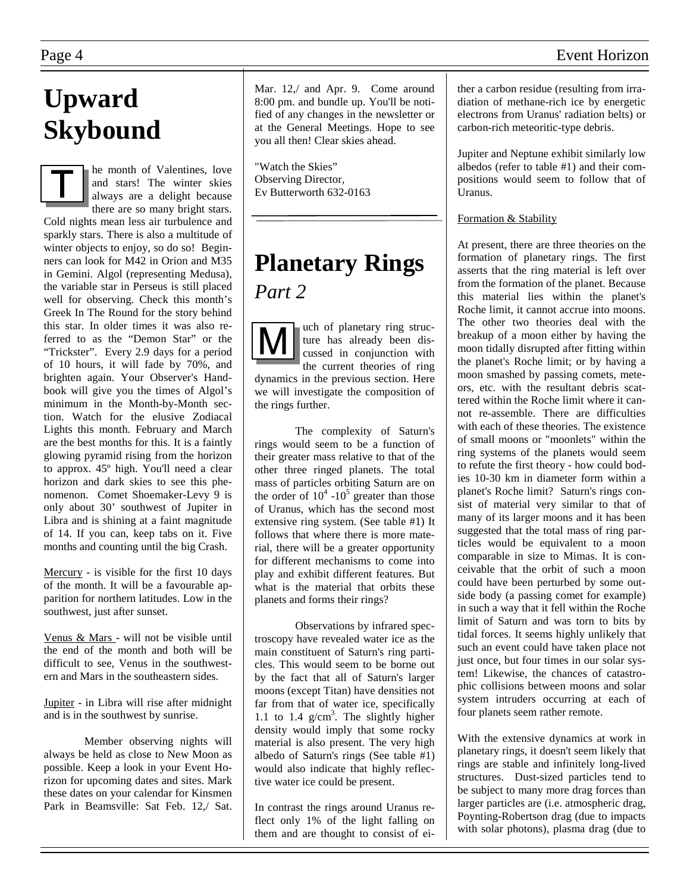# Upward Skybound

The month of Valentines, love and stars! The winter skies always are a delight because there are so many bright stars. Cold nights mean less air turbulence and sparkly stars. There is also a multitude of winter objects to enjoy, so do so! Beginners can look for M42 in Orion and M35 in Gemini. Algol (representing Medusa), the variable star in Perseus is still placed well for observing. Check this month's Greek In The Round for the story behind this star. In older times it was also referred to as the "Demon Star" or the "Trickster". Every 2.9 days for a period of 10 hours, it will fade by 70%, and brighten again. Your Observer's Handbook will give you the times of Algol's minimum in the Month-by-Month section. Watch for the elusive Zodiacal Lights this month. February and March are the best months for this. It is a faintly glowing pyramid rising from the horizon to approx. 45º high. You'll need a clear horizon and dark skies to see this phenomenon. Comet Shoemaker-Levy 9 is only about 30' southwest of Jupiter in Libra and is shining at a faint magnitude of 14. If you can, keep tabs on it. Five months and counting until the big Crash.

Mercury - is visible for the first 10 days of the month. It will be a favourable apparition for northern latitudes. Low in the southwest, just after sunset.

Venus & Mars - will not be visible until the end of the month and both will be difficult to see, Venus in the southwestern and Mars in the southeastern sides.

Jupiter - in Libra will rise after midnight and is in the southwest by sunrise.

Member observing nights will always be held as close to New Moon as possible. Keep a look in your Event Horizon for upcoming dates and sites. Mark these dates on your calendar for Kinsmen Park in Beamsville: Sat Feb. 12,/ Sat. Mar. 12,/ and Apr. 9. Come around 8:00 pm. and bundle up. You'll be notified of any changes in the newsletter or at the General Meetings. Hope to see you all then! Clear skies ahead.

"Watch the Skies"
Observing Director,
Ev Butterworth 632-0163

# Planetary Rings

*Part 2*

Much of planetary ring structure has already been discussed in conjunction with the current theories of ring dynamics in the previous section. Here we will investigate the composition of the rings further.

The complexity of Saturn's rings would seem to be a function of their greater mass relative to that of the other three ringed planets. The total mass of particles orbiting Saturn are on the order of $10^4$ -$10^5$ greater than those of Uranus, which has the second most extensive ring system. (See table #1) It follows that where there is more material, there will be a greater opportunity for different mechanisms to come into play and exhibit different features. But what is the material that orbits these planets and forms their rings?

Observations by infrared spectroscopy have revealed water ice as the main constituent of Saturn's ring particles. This would seem to be borne out by the fact that all of Saturn's larger moons (except Titan) have densities not far from that of water ice, specifically 1.1 to 1.4 g/cm$^3$. The slightly higher density would imply that some rocky material is also present. The very high albedo of Saturn's rings (See table #1) would also indicate that highly reflective water ice could be present.

In contrast the rings around Uranus reflect only 1% of the light falling on them and are thought to consist of either a carbon residue (resulting from irradiation of methane-rich ice by energetic electrons from Uranus' radiation belts) or carbon-rich meteoritic-type debris.

Jupiter and Neptune exhibit similarly low albedos (refer to table #1) and their compositions would seem to follow that of Uranus.

Formation & Stability

At present, there are three theories on the formation of planetary rings. The first asserts that the ring material is left over from the formation of the planet. Because this material lies within the planet's Roche limit, it cannot accrue into moons. The other two theories deal with the breakup of a moon either by having the moon tidally disrupted after fitting within the planet's Roche limit; or by having a moon smashed by passing comets, meteors, etc. with the resultant debris scattered within the Roche limit where it cannot re-assemble. There are difficulties with each of these theories. The existence of small moons or "moonlets" within the ring systems of the planets would seem to refute the first theory - how could bodies 10-30 km in diameter form within a planet's Roche limit? Saturn's rings consist of material very similar to that of many of its larger moons and it has been suggested that the total mass of ring particles would be equivalent to a moon comparable in size to Mimas. It is conceivable that the orbit of such a moon could have been perturbed by some outside body (a passing comet for example) in such a way that it fell within the Roche limit of Saturn and was torn to bits by tidal forces. It seems highly unlikely that such an event could have taken place not just once, but four times in our solar system! Likewise, the chances of catastrophic collisions between moons and solar system intruders occurring at each of four planets seem rather remote.

With the extensive dynamics at work in planetary rings, it doesn't seem likely that rings are stable and infinitely long-lived structures. Dust-sized particles tend to be subject to many more drag forces than larger particles are (i.e. atmospheric drag, Poynting-Robertson drag (due to impacts with solar photons), plasma drag (due to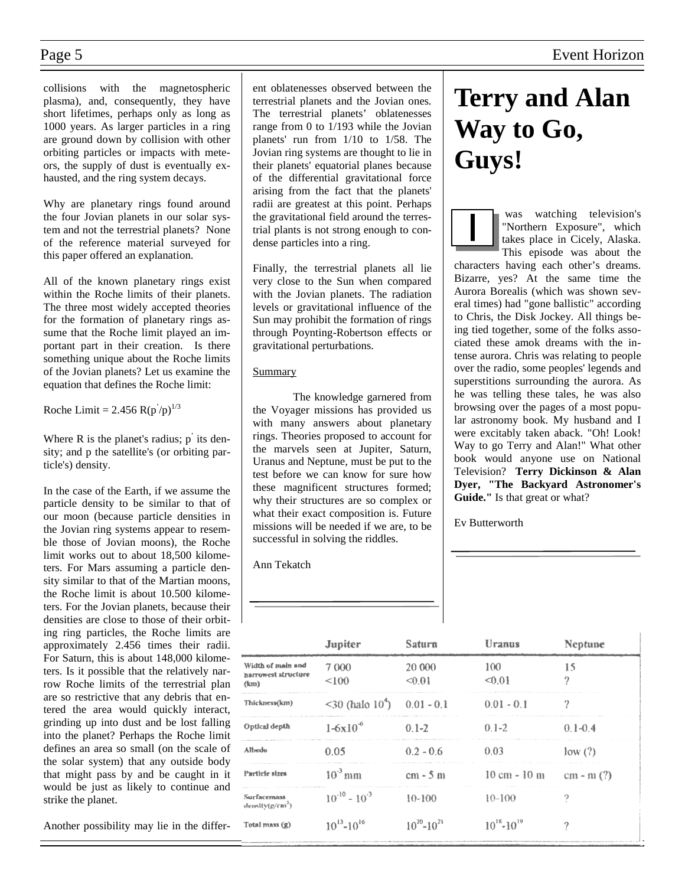collisions with the magnetospheric plasma), and, consequently, they have short lifetimes, perhaps only as long as 1000 years. As larger particles in a ring are ground down by collision with other orbiting particles or impacts with meteors, the supply of dust is eventually exhausted, and the ring system decays.

Why are planetary rings found around the four Jovian planets in our solar system and not the terrestrial planets? None of the reference material surveyed for this paper offered an explanation.

All of the known planetary rings exist within the Roche limits of their planets. The three most widely accepted theories for the formation of planetary rings assume that the Roche limit played an important part in their creation. Is there something unique about the Roche limits of the Jovian planets? Let us examine the equation that defines the Roche limit:

Roche Limit = $2.456\ R(p'/p)^{1/3}$

Where R is the planet's radius; p' its density; and p the satellite's (or orbiting particle's) density.

In the case of the Earth, if we assume the particle density to be similar to that of our moon (because particle densities in the Jovian ring systems appear to resemble those of Jovian moons), the Roche limit works out to about 18,500 kilometers. For Mars assuming a particle density similar to that of the Martian moons, the Roche limit is about 10.500 kilometers. For the Jovian planets, because their densities are close to those of their orbiting ring particles, the Roche limits are approximately 2.456 times their radii. For Saturn, this is about 148,000 kilometers. Is it possible that the relatively narrow Roche limits of the terrestrial plan are so restrictive that any debris that entered the area would quickly interact, grinding up into dust and be lost falling into the planet? Perhaps the Roche limit defines an area so small (on the scale of the solar system) that any outside body that might pass by and be caught in it would be just as likely to continue and strike the planet.

Another possibility may lie in the different oblatenesses observed between the terrestrial planets and the Jovian ones. The terrestrial planets' oblatenesses range from 0 to 1/193 while the Jovian planets' run from 1/10 to 1/58. The Jovian ring systems are thought to lie in their planets' equatorial planes because of the differential gravitational force arising from the fact that the planets' radii are greatest at this point. Perhaps the gravitational field around the terrestrial plants is not strong enough to condense particles into a ring.

Finally, the terrestrial planets all lie very close to the Sun when compared with the Jovian planets. The radiation levels or gravitational influence of the Sun may prohibit the formation of rings through Poynting-Robertson effects or gravitational perturbations.

Summary

The knowledge garnered from the Voyager missions has provided us with many answers about planetary rings. Theories proposed to account for the marvels seen at Jupiter, Saturn, Uranus and Neptune, must be put to the test before we can know for sure how these magnificent structures formed; why their structures are so complex or what their exact composition is. Future missions will be needed if we are, to be successful in solving the riddles.

Ann Tekatch

| | Jupiter | Saturn | Uranus | Neptune |
|---|---|---|---|---|
| Width of main and narrowest structure (km) | 7 000<br><100 | 20 000<br><0.01 | 100<br><0.01 | 15<br>? |
| Thickness(km) | <30 (halo $10^4$) | 0.01 - 0.1 | 0.01 - 0.1 | ? |
| Optical depth | $1\text{-}6\times10^{-6}$ | 0.1-2 | 0.1-2 | 0.1-0.4 |
| Albedo | 0.05 | 0.2 - 0.6 | 0.03 | low (?) |
| Particle sizes | $10^{-3}$ mm | cm - 5 m | 10 cm - 10 m | cm - m (?) |
| Surfacemass density($g/cm^2$) | $10^{-10}$ - $10^{-3}$ | 10-100 | 10-100 | ? |
| Total mass (g) | $10^{13}$-$10^{16}$ | $10^{20}$-$10^{21}$ | $10^{18}$-$10^{19}$ | ? |

# Terry and Alan Way to Go, Guys!

I was watching television's "Northern Exposure", which takes place in Cicely, Alaska. This episode was about the characters having each other's dreams. Bizarre, yes? At the same time the Aurora Borealis (which was shown several times) had "gone ballistic" according to Chris, the Disk Jockey. All things being tied together, some of the folks associated these amok dreams with the intense aurora. Chris was relating to people over the radio, some peoples' legends and superstitions surrounding the aurora. As he was telling these tales, he was also browsing over the pages of a most popular astronomy book. My husband and I were excitably taken aback. "Oh! Look! Way to go Terry and Alan!" What other book would anyone use on National Television? **Terry Dickinson & Alan Dyer, "The Backyard Astronomer's Guide."** Is that great or what?

Ev Butterworth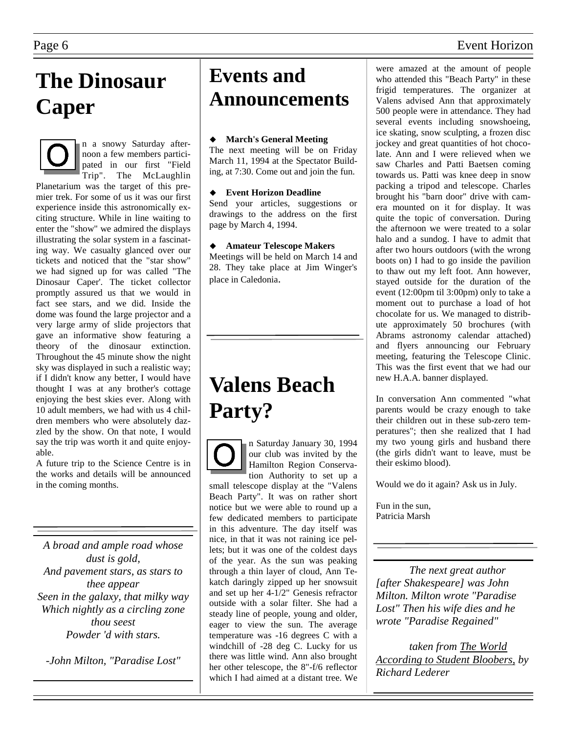# The Dinosaur Caper

On a snowy Saturday afternoon a few members participated in our first "Field Trip". The McLaughlin Planetarium was the target of this premier trek. For some of us it was our first experience inside this astronomically exciting structure. While in line waiting to enter the "show" we admired the displays illustrating the solar system in a fascinating way. We casualty glanced over our tickets and noticed that the "star show" we had signed up for was called "The Dinosaur Caper'. The ticket collector promptly assured us that we would in fact see stars, and we did. Inside the dome was found the large projector and a very large army of slide projectors that gave an informative show featuring a theory of the dinosaur extinction. Throughout the 45 minute show the night sky was displayed in such a realistic way; if I didn't know any better, I would have thought I was at any brother's cottage enjoying the best skies ever. Along with 10 adult members, we had with us 4 children members who were absolutely dazzled by the show. On that note, I would say the trip was worth it and quite enjoyable.

A future trip to the Science Centre is in the works and details will be announced in the coming months.

---

*A broad and ample road whose dust is gold,*
*And pavement stars, as stars to thee appear*
*Seen in the galaxy, that milky way*
*Which nightly as a circling zone thou seest*
*Powder 'd with stars.*

*-John Milton, "Paradise Lost"*

---

# Events and Announcements

◆ **March's General Meeting**
The next meeting will be on Friday March 11, 1994 at the Spectator Building, at 7:30. Come out and join the fun.

◆ **Event Horizon Deadline**
Send your articles, suggestions or drawings to the address on the first page by March 4, 1994.

◆ **Amateur Telescope Makers**
Meetings will be held on March 14 and 28. They take place at Jim Winger's place in Caledonia.

---

# Valens Beach Party?

On Saturday January 30, 1994 our club was invited by the Hamilton Region Conservation Authority to set up a small telescope display at the "Valens Beach Party". It was on rather short notice but we were able to round up a few dedicated members to participate in this adventure. The day itself was nice, in that it was not raining ice pellets; but it was one of the coldest days of the year. As the sun was peaking through a thin layer of cloud, Ann Tekatch daringly zipped up her snowsuit and set up her 4-1/2" Genesis refractor outside with a solar filter. She had a steady line of people, young and older, eager to view the sun. The average temperature was -16 degrees C with a windchill of -28 deg C. Lucky for us there was little wind. Ann also brought her other telescope, the 8"-f/6 reflector which I had aimed at a distant tree. We were amazed at the amount of people who attended this "Beach Party" in these frigid temperatures. The organizer at Valens advised Ann that approximately 500 people were in attendance. They had several events including snowshoeing, ice skating, snow sculpting, a frozen disc jockey and great quantities of hot chocolate. Ann and I were relieved when we saw Charles and Patti Baetsen coming towards us. Patti was knee deep in snow packing a tripod and telescope. Charles brought his "barn door" drive with camera mounted on it for display. It was quite the topic of conversation. During the afternoon we were treated to a solar halo and a sundog. I have to admit that after two hours outdoors (with the wrong boots on) I had to go inside the pavilion to thaw out my left foot. Ann however, stayed outside for the duration of the event (12:00pm til 3:00pm) only to take a moment out to purchase a load of hot chocolate for us. We managed to distribute approximately 50 brochures (with Abrams astronomy calendar attached) and flyers announcing our February meeting, featuring the Telescope Clinic. This was the first event that we had our new H.A.A. banner displayed.

In conversation Ann commented "what parents would be crazy enough to take their children out in these sub-zero temperatures"; then she realized that I had my two young girls and husband there (the girls didn't want to leave, must be their eskimo blood).

Would we do it again? Ask us in July.

Fun in the sun,
Patricia Marsh

---

*The next great author [after Shakespeare] was John Milton. Milton wrote "Paradise Lost" Then his wife dies and he wrote "Paradise Regained"*

*taken from The World According to Student Bloobers, by Richard Lederer*